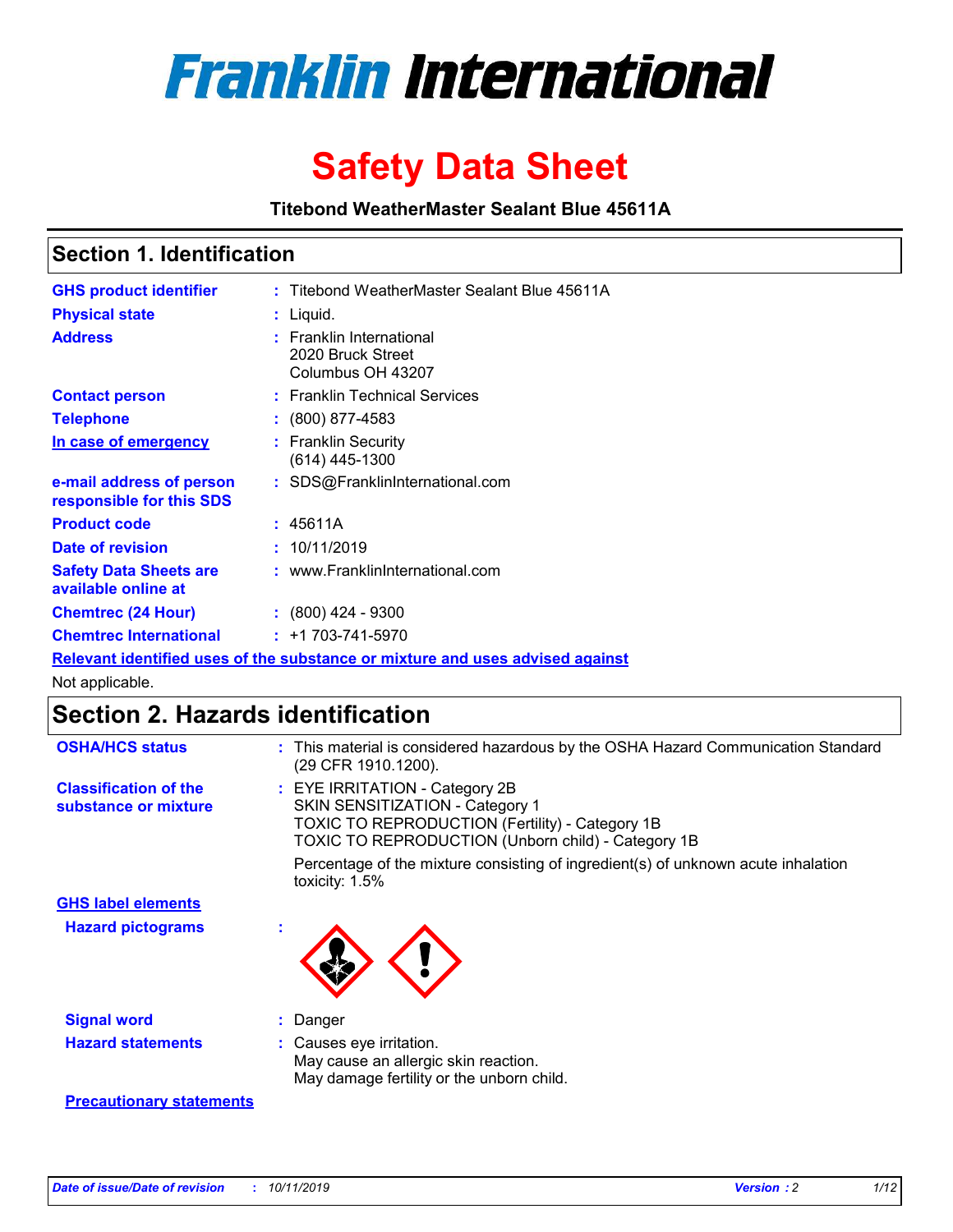# Franklin International

# Safety Data Sheet

**Titebond WeatherMaster Sealant Blue 45611A**

## Section 1. Identification

| | | |
|---|---|---|
| **GHS product identifier** | : | Titebond WeatherMaster Sealant Blue 45611A |
| **Physical state** | : | Liquid. |
| **Address** | : | Franklin International<br>2020 Bruck Street<br>Columbus OH 43207 |
| **Contact person** | : | Franklin Technical Services |
| **Telephone** | : | (800) 877-4583 |
| **In case of emergency** | : | Franklin Security<br>(614) 445-1300 |
| **e-mail address of person responsible for this SDS** | : | SDS@FranklinInternational.com |
| **Product code** | : | 45611A |
| **Date of revision** | : | 10/11/2019 |
| **Safety Data Sheets are available online at** | : | www.FranklinInternational.com |
| **Chemtrec (24 Hour)** | : | (800) 424 - 9300 |
| **Chemtrec International** | : | +1 703-741-5970 |

**Relevant identified uses of the substance or mixture and uses advised against**

Not applicable.

## Section 2. Hazards identification

| | | |
|---|---|---|
| **OSHA/HCS status** | : | This material is considered hazardous by the OSHA Hazard Communication Standard (29 CFR 1910.1200). |
| **Classification of the substance or mixture** | : | EYE IRRITATION - Category 2B<br>SKIN SENSITIZATION - Category 1<br>TOXIC TO REPRODUCTION (Fertility) - Category 1B<br>TOXIC TO REPRODUCTION (Unborn child) - Category 1B<br><br>Percentage of the mixture consisting of ingredient(s) of unknown acute inhalation toxicity: 1.5% |

**GHS label elements**

| | | |
|---|---|---|
| **Hazard pictograms** | : | |
| **Signal word** | : | Danger |
| **Hazard statements** | : | Causes eye irritation.<br>May cause an allergic skin reaction.<br>May damage fertility or the unborn child. |

**Precautionary statements**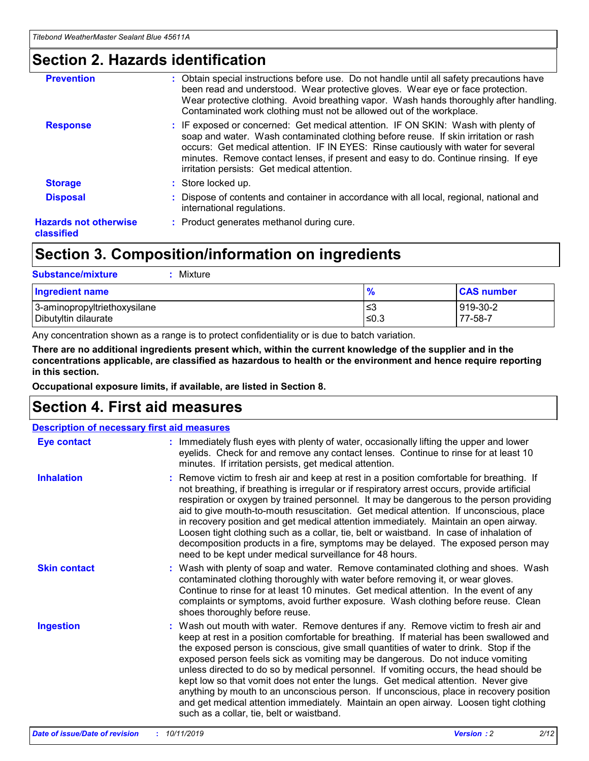## Section 2. Hazards identification

| | |
|---|---|
| **Prevention** | : Obtain special instructions before use. Do not handle until all safety precautions have been read and understood. Wear protective gloves. Wear eye or face protection. Wear protective clothing. Avoid breathing vapor. Wash hands thoroughly after handling. Contaminated work clothing must not be allowed out of the workplace. |
| **Response** | : IF exposed or concerned: Get medical attention. IF ON SKIN: Wash with plenty of soap and water. Wash contaminated clothing before reuse. If skin irritation or rash occurs: Get medical attention. IF IN EYES: Rinse cautiously with water for several minutes. Remove contact lenses, if present and easy to do. Continue rinsing. If eye irritation persists: Get medical attention. |
| **Storage** | : Store locked up. |
| **Disposal** | : Dispose of contents and container in accordance with all local, regional, national and international regulations. |
| **Hazards not otherwise classified** | : Product generates methanol during cure. |

## Section 3. Composition/information on ingredients

**Substance/mixture** : Mixture

| Ingredient name | % | CAS number |
|---|---|---|
| 3-aminopropyltriethoxysilane | ≤3 | 919-30-2 |
| Dibutyltin dilaurate | ≤0.3 | 77-58-7 |

Any concentration shown as a range is to protect confidentiality or is due to batch variation.

**There are no additional ingredients present which, within the current knowledge of the supplier and in the concentrations applicable, are classified as hazardous to health or the environment and hence require reporting in this section.**

**Occupational exposure limits, if available, are listed in Section 8.**

## Section 4. First aid measures

**Description of necessary first aid measures**

| | |
|---|---|
| **Eye contact** | : Immediately flush eyes with plenty of water, occasionally lifting the upper and lower eyelids. Check for and remove any contact lenses. Continue to rinse for at least 10 minutes. If irritation persists, get medical attention. |
| **Inhalation** | : Remove victim to fresh air and keep at rest in a position comfortable for breathing. If not breathing, if breathing is irregular or if respiratory arrest occurs, provide artificial respiration or oxygen by trained personnel. It may be dangerous to the person providing aid to give mouth-to-mouth resuscitation. Get medical attention. If unconscious, place in recovery position and get medical attention immediately. Maintain an open airway. Loosen tight clothing such as a collar, tie, belt or waistband. In case of inhalation of decomposition products in a fire, symptoms may be delayed. The exposed person may need to be kept under medical surveillance for 48 hours. |
| **Skin contact** | : Wash with plenty of soap and water. Remove contaminated clothing and shoes. Wash contaminated clothing thoroughly with water before removing it, or wear gloves. Continue to rinse for at least 10 minutes. Get medical attention. In the event of any complaints or symptoms, avoid further exposure. Wash clothing before reuse. Clean shoes thoroughly before reuse. |
| **Ingestion** | : Wash out mouth with water. Remove dentures if any. Remove victim to fresh air and keep at rest in a position comfortable for breathing. If material has been swallowed and the exposed person is conscious, give small quantities of water to drink. Stop if the exposed person feels sick as vomiting may be dangerous. Do not induce vomiting unless directed to do so by medical personnel. If vomiting occurs, the head should be kept low so that vomit does not enter the lungs. Get medical attention. Never give anything by mouth to an unconscious person. If unconscious, place in recovery position and get medical attention immediately. Maintain an open airway. Loosen tight clothing such as a collar, tie, belt or waistband. |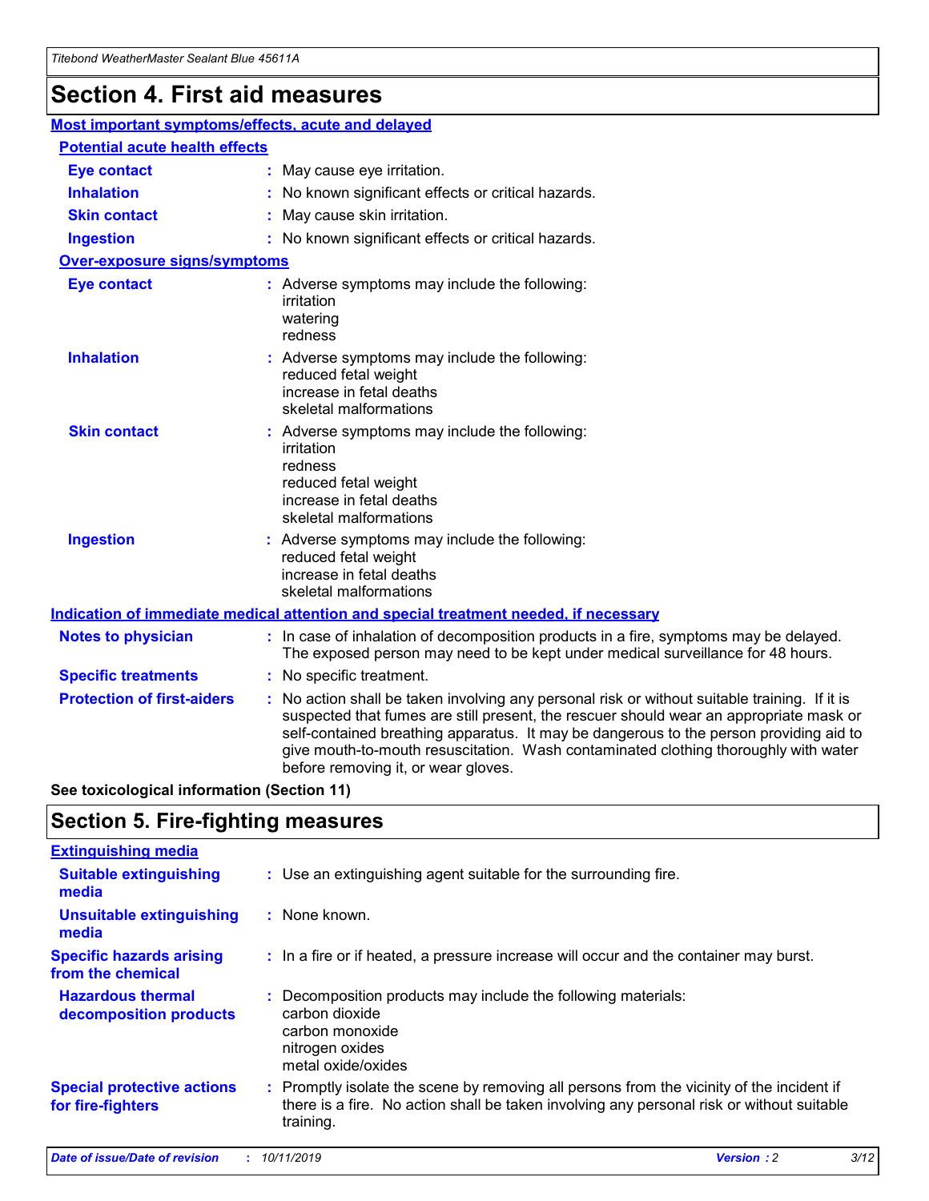# Section 4. First aid measures

## Most important symptoms/effects, acute and delayed

### Potential acute health effects

| | |
|---|---|
| **Eye contact** | May cause eye irritation. |
| **Inhalation** | No known significant effects or critical hazards. |
| **Skin contact** | May cause skin irritation. |
| **Ingestion** | No known significant effects or critical hazards. |

### Over-exposure signs/symptoms

| | |
|---|---|
| **Eye contact** | Adverse symptoms may include the following:<br>irritation<br>watering<br>redness |
| **Inhalation** | Adverse symptoms may include the following:<br>reduced fetal weight<br>increase in fetal deaths<br>skeletal malformations |
| **Skin contact** | Adverse symptoms may include the following:<br>irritation<br>redness<br>reduced fetal weight<br>increase in fetal deaths<br>skeletal malformations |
| **Ingestion** | Adverse symptoms may include the following:<br>reduced fetal weight<br>increase in fetal deaths<br>skeletal malformations |

## Indication of immediate medical attention and special treatment needed, if necessary

| | |
|---|---|
| **Notes to physician** | In case of inhalation of decomposition products in a fire, symptoms may be delayed. The exposed person may need to be kept under medical surveillance for 48 hours. |
| **Specific treatments** | No specific treatment. |
| **Protection of first-aiders** | No action shall be taken involving any personal risk or without suitable training. If it is suspected that fumes are still present, the rescuer should wear an appropriate mask or self-contained breathing apparatus. It may be dangerous to the person providing aid to give mouth-to-mouth resuscitation. Wash contaminated clothing thoroughly with water before removing it, or wear gloves. |

**See toxicological information (Section 11)**

# Section 5. Fire-fighting measures

## Extinguishing media

| | |
|---|---|
| **Suitable extinguishing media** | Use an extinguishing agent suitable for the surrounding fire. |
| **Unsuitable extinguishing media** | None known. |
| **Specific hazards arising from the chemical** | In a fire or if heated, a pressure increase will occur and the container may burst. |
| **Hazardous thermal decomposition products** | Decomposition products may include the following materials:<br>carbon dioxide<br>carbon monoxide<br>nitrogen oxides<br>metal oxide/oxides |
| **Special protective actions for fire-fighters** | Promptly isolate the scene by removing all persons from the vicinity of the incident if there is a fire. No action shall be taken involving any personal risk or without suitable training. |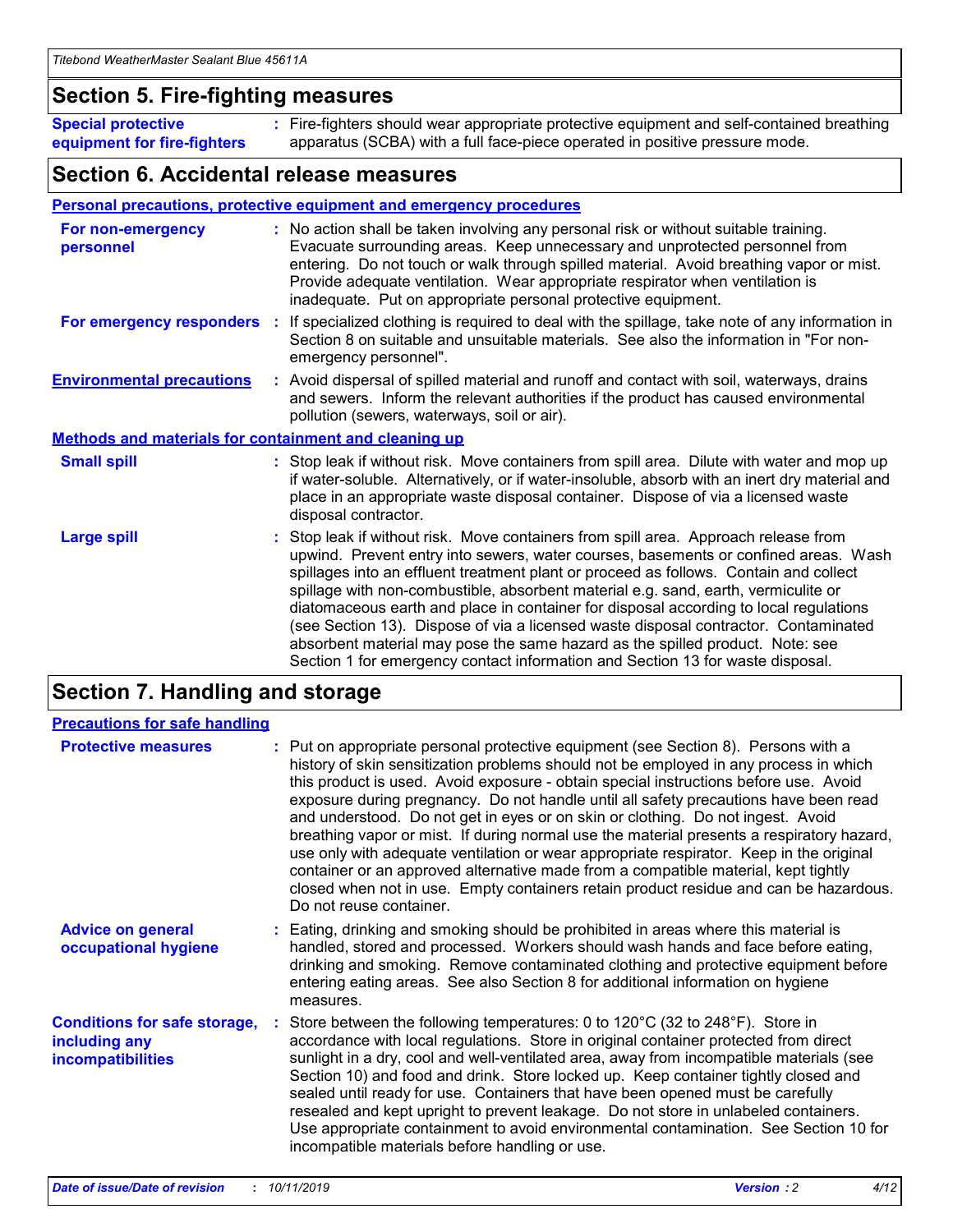## Section 5. Fire-fighting measures

**Special protective equipment for fire-fighters** : Fire-fighters should wear appropriate protective equipment and self-contained breathing apparatus (SCBA) with a full face-piece operated in positive pressure mode.

## Section 6. Accidental release measures

### Personal precautions, protective equipment and emergency procedures

**For non-emergency personnel** : No action shall be taken involving any personal risk or without suitable training. Evacuate surrounding areas. Keep unnecessary and unprotected personnel from entering. Do not touch or walk through spilled material. Avoid breathing vapor or mist. Provide adequate ventilation. Wear appropriate respirator when ventilation is inadequate. Put on appropriate personal protective equipment.

**For emergency responders** : If specialized clothing is required to deal with the spillage, take note of any information in Section 8 on suitable and unsuitable materials. See also the information in "For non-emergency personnel".

**Environmental precautions** : Avoid dispersal of spilled material and runoff and contact with soil, waterways, drains and sewers. Inform the relevant authorities if the product has caused environmental pollution (sewers, waterways, soil or air).

### Methods and materials for containment and cleaning up

**Small spill** : Stop leak if without risk. Move containers from spill area. Dilute with water and mop up if water-soluble. Alternatively, or if water-insoluble, absorb with an inert dry material and place in an appropriate waste disposal container. Dispose of via a licensed waste disposal contractor.

**Large spill** : Stop leak if without risk. Move containers from spill area. Approach release from upwind. Prevent entry into sewers, water courses, basements or confined areas. Wash spillages into an effluent treatment plant or proceed as follows. Contain and collect spillage with non-combustible, absorbent material e.g. sand, earth, vermiculite or diatomaceous earth and place in container for disposal according to local regulations (see Section 13). Dispose of via a licensed waste disposal contractor. Contaminated absorbent material may pose the same hazard as the spilled product. Note: see Section 1 for emergency contact information and Section 13 for waste disposal.

## Section 7. Handling and storage

### Precautions for safe handling

**Protective measures** : Put on appropriate personal protective equipment (see Section 8). Persons with a history of skin sensitization problems should not be employed in any process in which this product is used. Avoid exposure - obtain special instructions before use. Avoid exposure during pregnancy. Do not handle until all safety precautions have been read and understood. Do not get in eyes or on skin or clothing. Do not ingest. Avoid breathing vapor or mist. If during normal use the material presents a respiratory hazard, use only with adequate ventilation or wear appropriate respirator. Keep in the original container or an approved alternative made from a compatible material, kept tightly closed when not in use. Empty containers retain product residue and can be hazardous. Do not reuse container.

**Advice on general occupational hygiene** : Eating, drinking and smoking should be prohibited in areas where this material is handled, stored and processed. Workers should wash hands and face before eating, drinking and smoking. Remove contaminated clothing and protective equipment before entering eating areas. See also Section 8 for additional information on hygiene measures.

**Conditions for safe storage, including any incompatibilities** : Store between the following temperatures: 0 to 120°C (32 to 248°F). Store in accordance with local regulations. Store in original container protected from direct sunlight in a dry, cool and well-ventilated area, away from incompatible materials (see Section 10) and food and drink. Store locked up. Keep container tightly closed and sealed until ready for use. Containers that have been opened must be carefully resealed and kept upright to prevent leakage. Do not store in unlabeled containers. Use appropriate containment to avoid environmental contamination. See Section 10 for incompatible materials before handling or use.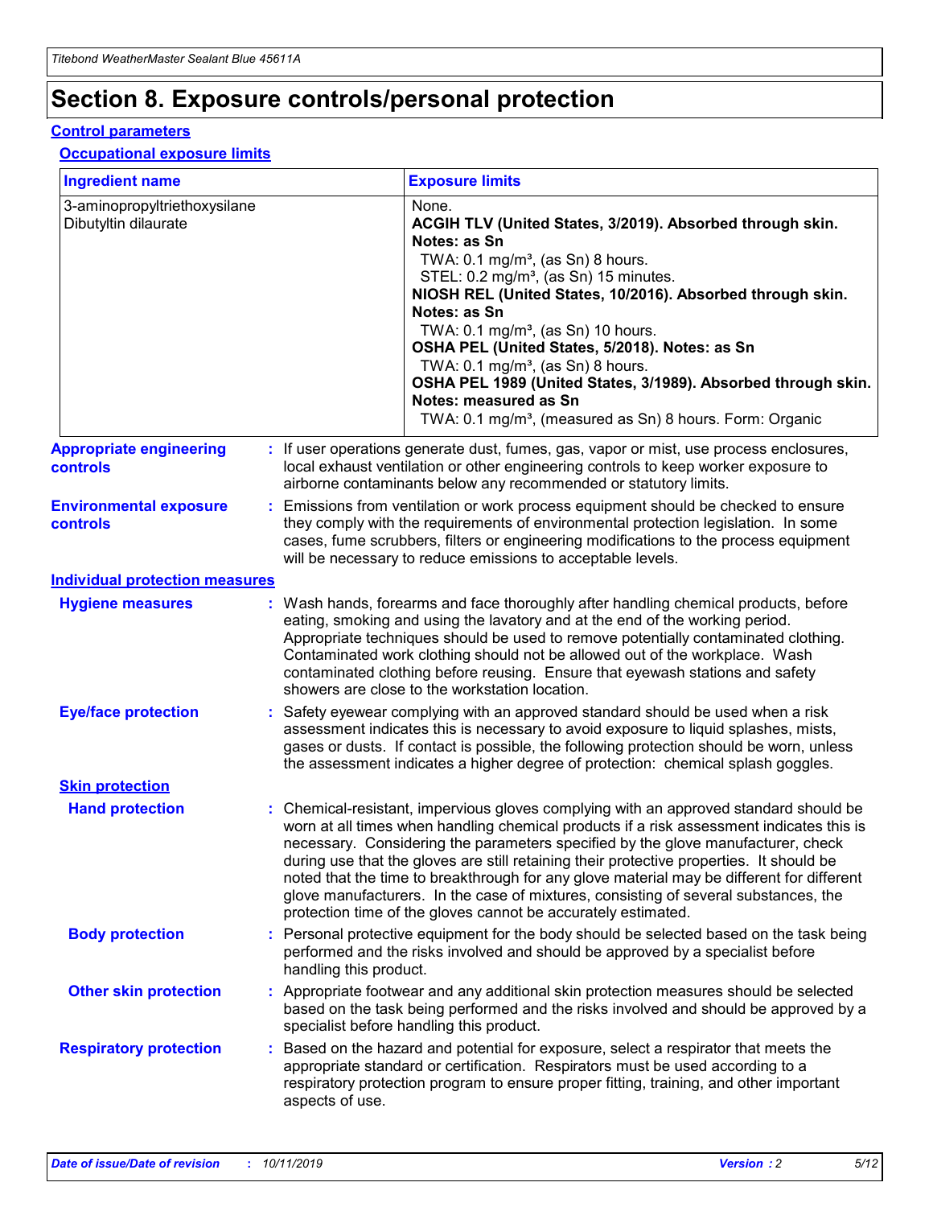# Section 8. Exposure controls/personal protection

## Control parameters

### Occupational exposure limits

| Ingredient name | Exposure limits |
| --- | --- |
| 3-aminopropyltriethoxysilane<br>Dibutyltin dilaurate | None.<br>**ACGIH TLV (United States, 3/2019). Absorbed through skin. Notes: as Sn**<br>TWA: 0.1 mg/m³, (as Sn) 8 hours.<br>STEL: 0.2 mg/m³, (as Sn) 15 minutes.<br>**NIOSH REL (United States, 10/2016). Absorbed through skin. Notes: as Sn**<br>TWA: 0.1 mg/m³, (as Sn) 10 hours.<br>**OSHA PEL (United States, 5/2018). Notes: as Sn**<br>TWA: 0.1 mg/m³, (as Sn) 8 hours.<br>**OSHA PEL 1989 (United States, 3/1989). Absorbed through skin. Notes: measured as Sn**<br>TWA: 0.1 mg/m³, (measured as Sn) 8 hours. Form: Organic |

**Appropriate engineering controls** : If user operations generate dust, fumes, gas, vapor or mist, use process enclosures, local exhaust ventilation or other engineering controls to keep worker exposure to airborne contaminants below any recommended or statutory limits.

**Environmental exposure controls** : Emissions from ventilation or work process equipment should be checked to ensure they comply with the requirements of environmental protection legislation. In some cases, fume scrubbers, filters or engineering modifications to the process equipment will be necessary to reduce emissions to acceptable levels.

## Individual protection measures

**Hygiene measures** : Wash hands, forearms and face thoroughly after handling chemical products, before eating, smoking and using the lavatory and at the end of the working period. Appropriate techniques should be used to remove potentially contaminated clothing. Contaminated work clothing should not be allowed out of the workplace. Wash contaminated clothing before reusing. Ensure that eyewash stations and safety showers are close to the workstation location.

**Eye/face protection** : Safety eyewear complying with an approved standard should be used when a risk assessment indicates this is necessary to avoid exposure to liquid splashes, mists, gases or dusts. If contact is possible, the following protection should be worn, unless the assessment indicates a higher degree of protection: chemical splash goggles.

### Skin protection

**Hand protection** : Chemical-resistant, impervious gloves complying with an approved standard should be worn at all times when handling chemical products if a risk assessment indicates this is necessary. Considering the parameters specified by the glove manufacturer, check during use that the gloves are still retaining their protective properties. It should be noted that the time to breakthrough for any glove material may be different for different glove manufacturers. In the case of mixtures, consisting of several substances, the protection time of the gloves cannot be accurately estimated.

**Body protection** : Personal protective equipment for the body should be selected based on the task being performed and the risks involved and should be approved by a specialist before handling this product.

**Other skin protection** : Appropriate footwear and any additional skin protection measures should be selected based on the task being performed and the risks involved and should be approved by a specialist before handling this product.

**Respiratory protection** : Based on the hazard and potential for exposure, select a respirator that meets the appropriate standard or certification. Respirators must be used according to a respiratory protection program to ensure proper fitting, training, and other important aspects of use.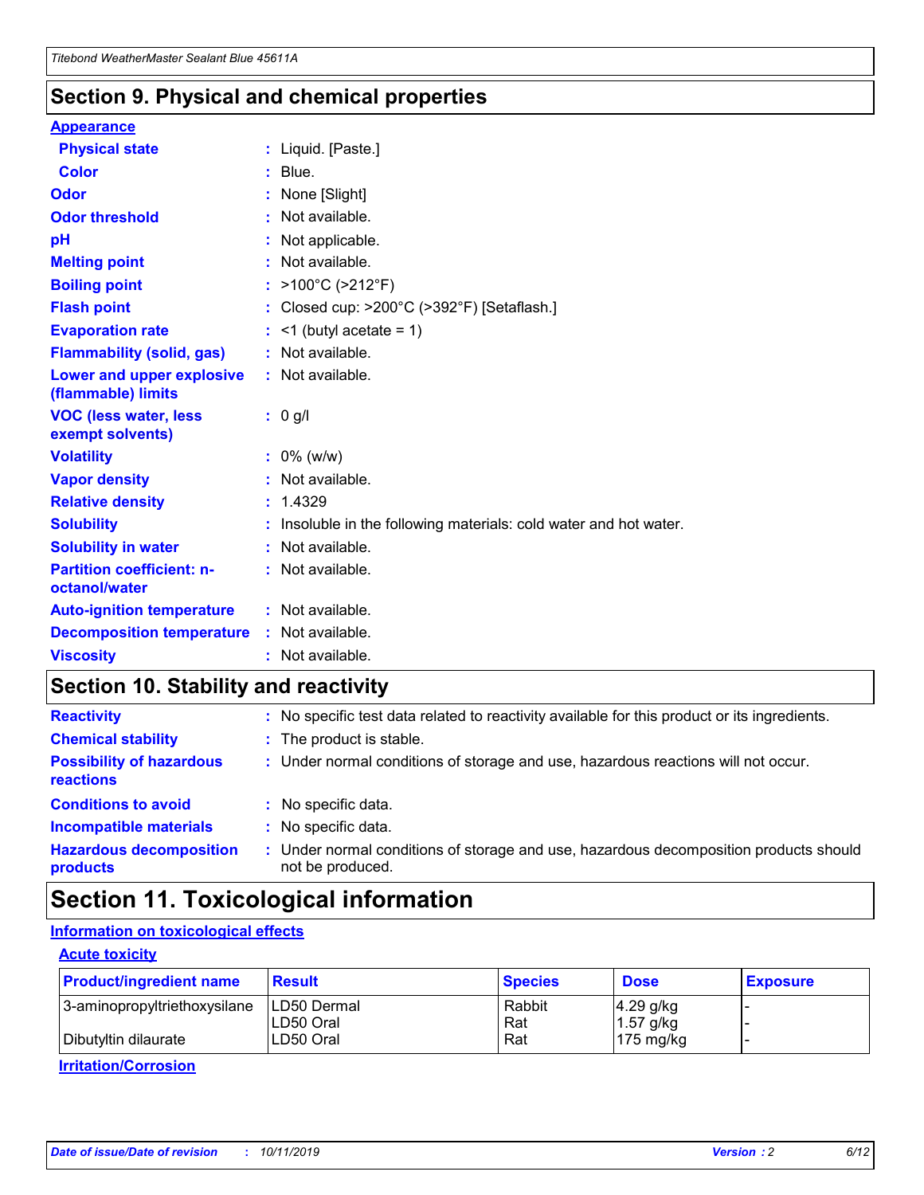## Section 9. Physical and chemical properties

### Appearance

| | |
|---|---|
| **Physical state** | : Liquid. [Paste.] |
| **Color** | : Blue. |
| **Odor** | : None [Slight] |
| **Odor threshold** | : Not available. |
| **pH** | : Not applicable. |
| **Melting point** | : Not available. |
| **Boiling point** | : >100°C (>212°F) |
| **Flash point** | : Closed cup: >200°C (>392°F) [Setaflash.] |
| **Evaporation rate** | : <1 (butyl acetate = 1) |
| **Flammability (solid, gas)** | : Not available. |
| **Lower and upper explosive (flammable) limits** | : Not available. |
| **VOC (less water, less exempt solvents)** | : 0 g/l |
| **Volatility** | : 0% (w/w) |
| **Vapor density** | : Not available. |
| **Relative density** | : 1.4329 |
| **Solubility** | : Insoluble in the following materials: cold water and hot water. |
| **Solubility in water** | : Not available. |
| **Partition coefficient: n-octanol/water** | : Not available. |
| **Auto-ignition temperature** | : Not available. |
| **Decomposition temperature** | : Not available. |
| **Viscosity** | : Not available. |

## Section 10. Stability and reactivity

| | |
|---|---|
| **Reactivity** | : No specific test data related to reactivity available for this product or its ingredients. |
| **Chemical stability** | : The product is stable. |
| **Possibility of hazardous reactions** | : Under normal conditions of storage and use, hazardous reactions will not occur. |
| **Conditions to avoid** | : No specific data. |
| **Incompatible materials** | : No specific data. |
| **Hazardous decomposition products** | : Under normal conditions of storage and use, hazardous decomposition products should not be produced. |

## Section 11. Toxicological information

### Information on toxicological effects

#### Acute toxicity

| Product/ingredient name | Result | Species | Dose | Exposure |
|---|---|---|---|---|
| 3-aminopropyltriethoxysilane | LD50 Dermal | Rabbit | 4.29 g/kg | - |
| | LD50 Oral | Rat | 1.57 g/kg | - |
| Dibutyltin dilaurate | LD50 Oral | Rat | 175 mg/kg | - |

#### Irritation/Corrosion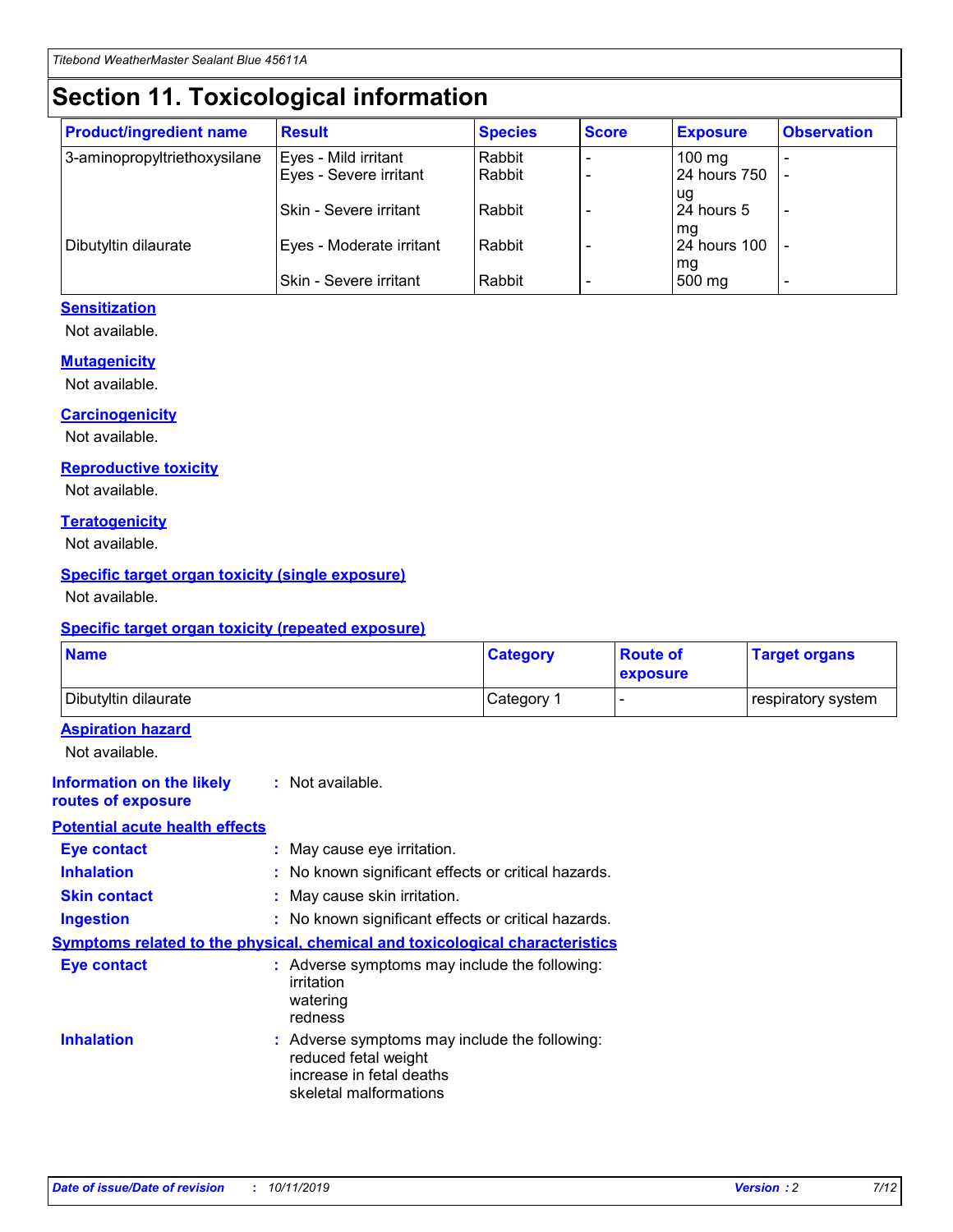# Section 11. Toxicological information

| Product/ingredient name | Result | Species | Score | Exposure | Observation |
|---|---|---|---|---|---|
| 3-aminopropyltriethoxysilane | Eyes - Mild irritant | Rabbit | - | 100 mg | - |
| | Eyes - Severe irritant | Rabbit | - | 24 hours 750 ug | - |
| | Skin - Severe irritant | Rabbit | - | 24 hours 5 mg | - |
| Dibutyltin dilaurate | Eyes - Moderate irritant | Rabbit | - | 24 hours 100 mg | - |
| | Skin - Severe irritant | Rabbit | - | 500 mg | - |

**Sensitization**

Not available.

**Mutagenicity**

Not available.

**Carcinogenicity**

Not available.

**Reproductive toxicity**

Not available.

**Teratogenicity**

Not available.

**Specific target organ toxicity (single exposure)**

Not available.

**Specific target organ toxicity (repeated exposure)**

| Name | Category | Route of exposure | Target organs |
|---|---|---|---|
| Dibutyltin dilaurate | Category 1 | - | respiratory system |

**Aspiration hazard**

Not available.

**Information on the likely routes of exposure** : Not available.

**Potential acute health effects**

**Eye contact** : May cause eye irritation.

**Inhalation** : No known significant effects or critical hazards.

**Skin contact** : May cause skin irritation.

**Ingestion** : No known significant effects or critical hazards.

**Symptoms related to the physical, chemical and toxicological characteristics**

**Eye contact** : Adverse symptoms may include the following:
irritation
watering
redness

**Inhalation** : Adverse symptoms may include the following:
reduced fetal weight
increase in fetal deaths
skeletal malformations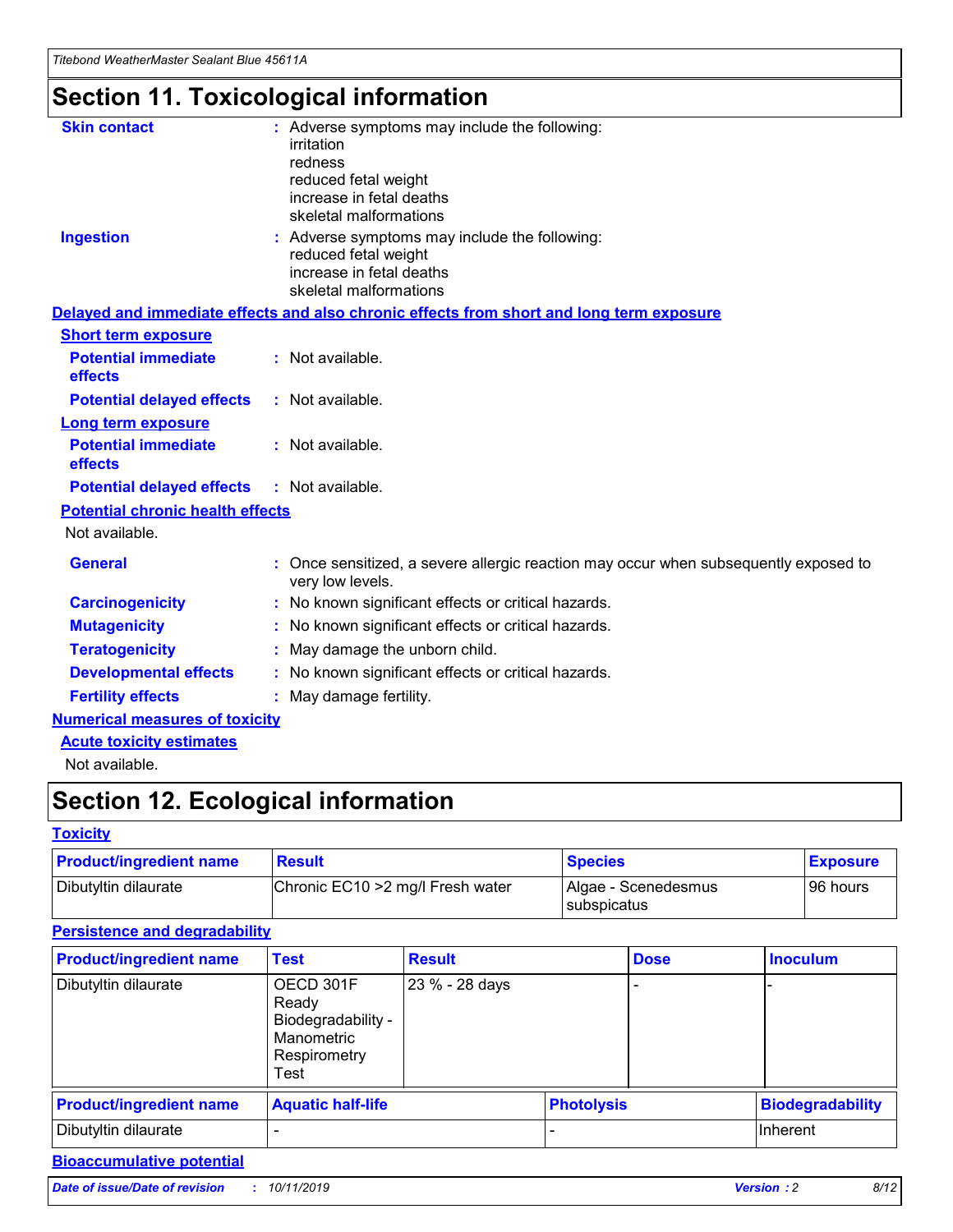# Section 11. Toxicological information

**Skin contact** : Adverse symptoms may include the following:
irritation
redness
reduced fetal weight
increase in fetal deaths
skeletal malformations

**Ingestion** : Adverse symptoms may include the following:
reduced fetal weight
increase in fetal deaths
skeletal malformations

## Delayed and immediate effects and also chronic effects from short and long term exposure

### Short term exposure

**Potential immediate effects** : Not available.

**Potential delayed effects** : Not available.

### Long term exposure

**Potential immediate effects** : Not available.

**Potential delayed effects** : Not available.

### Potential chronic health effects

Not available.

**General** : Once sensitized, a severe allergic reaction may occur when subsequently exposed to very low levels.

**Carcinogenicity** : No known significant effects or critical hazards.

**Mutagenicity** : No known significant effects or critical hazards.

**Teratogenicity** : May damage the unborn child.

**Developmental effects** : No known significant effects or critical hazards.

**Fertility effects** : May damage fertility.

## Numerical measures of toxicity

### Acute toxicity estimates

Not available.

# Section 12. Ecological information

## Toxicity

| Product/ingredient name | Result | Species | Exposure |
|---|---|---|---|
| Dibutyltin dilaurate | Chronic EC10 >2 mg/l Fresh water | Algae - Scenedesmus subspicatus | 96 hours |

## Persistence and degradability

| Product/ingredient name | Test | Result | Dose | Inoculum |
|---|---|---|---|---|
| Dibutyltin dilaurate | OECD 301F Ready Biodegradability - Manometric Respirometry Test | 23 % - 28 days | - | - |

| Product/ingredient name | Aquatic half-life | Photolysis | Biodegradability |
|---|---|---|---|
| Dibutyltin dilaurate | - | - | Inherent |

## Bioaccumulative potential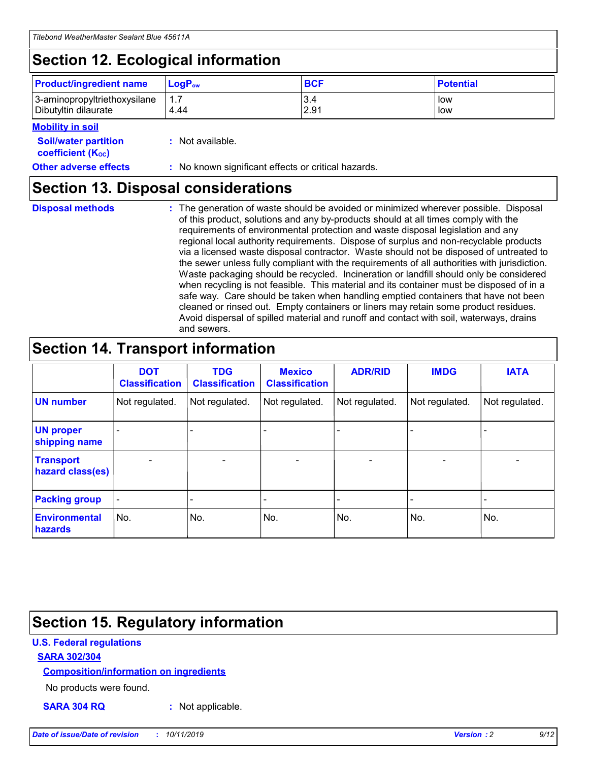## Section 12. Ecological information

| Product/ingredient name | $LogP_{ow}$ | BCF | Potential |
|---|---|---|---|
| 3-aminopropyltriethoxysilane | 1.7 | 3.4 | low |
| Dibutyltin dilaurate | 4.44 | 2.91 | low |

**Mobility in soil**

**Soil/water partition coefficient ($K_{OC}$)** : Not available.

**Other adverse effects** : No known significant effects or critical hazards.

## Section 13. Disposal considerations

**Disposal methods** : The generation of waste should be avoided or minimized wherever possible. Disposal of this product, solutions and any by-products should at all times comply with the requirements of environmental protection and waste disposal legislation and any regional local authority requirements. Dispose of surplus and non-recyclable products via a licensed waste disposal contractor. Waste should not be disposed of untreated to the sewer unless fully compliant with the requirements of all authorities with jurisdiction. Waste packaging should be recycled. Incineration or landfill should only be considered when recycling is not feasible. This material and its container must be disposed of in a safe way. Care should be taken when handling emptied containers that have not been cleaned or rinsed out. Empty containers or liners may retain some product residues. Avoid dispersal of spilled material and runoff and contact with soil, waterways, drains and sewers.

## Section 14. Transport information

| | DOT Classification | TDG Classification | Mexico Classification | ADR/RID | IMDG | IATA |
|---|---|---|---|---|---|---|
| UN number | Not regulated. | Not regulated. | Not regulated. | Not regulated. | Not regulated. | Not regulated. |
| UN proper shipping name | - | - | - | - | - | - |
| Transport hazard class(es) | - | - | - | - | - | - |
| Packing group | - | - | - | - | - | - |
| Environmental hazards | No. | No. | No. | No. | No. | No. |

## Section 15. Regulatory information

**U.S. Federal regulations**

**SARA 302/304**

**Composition/information on ingredients**

No products were found.

**SARA 304 RQ** : Not applicable.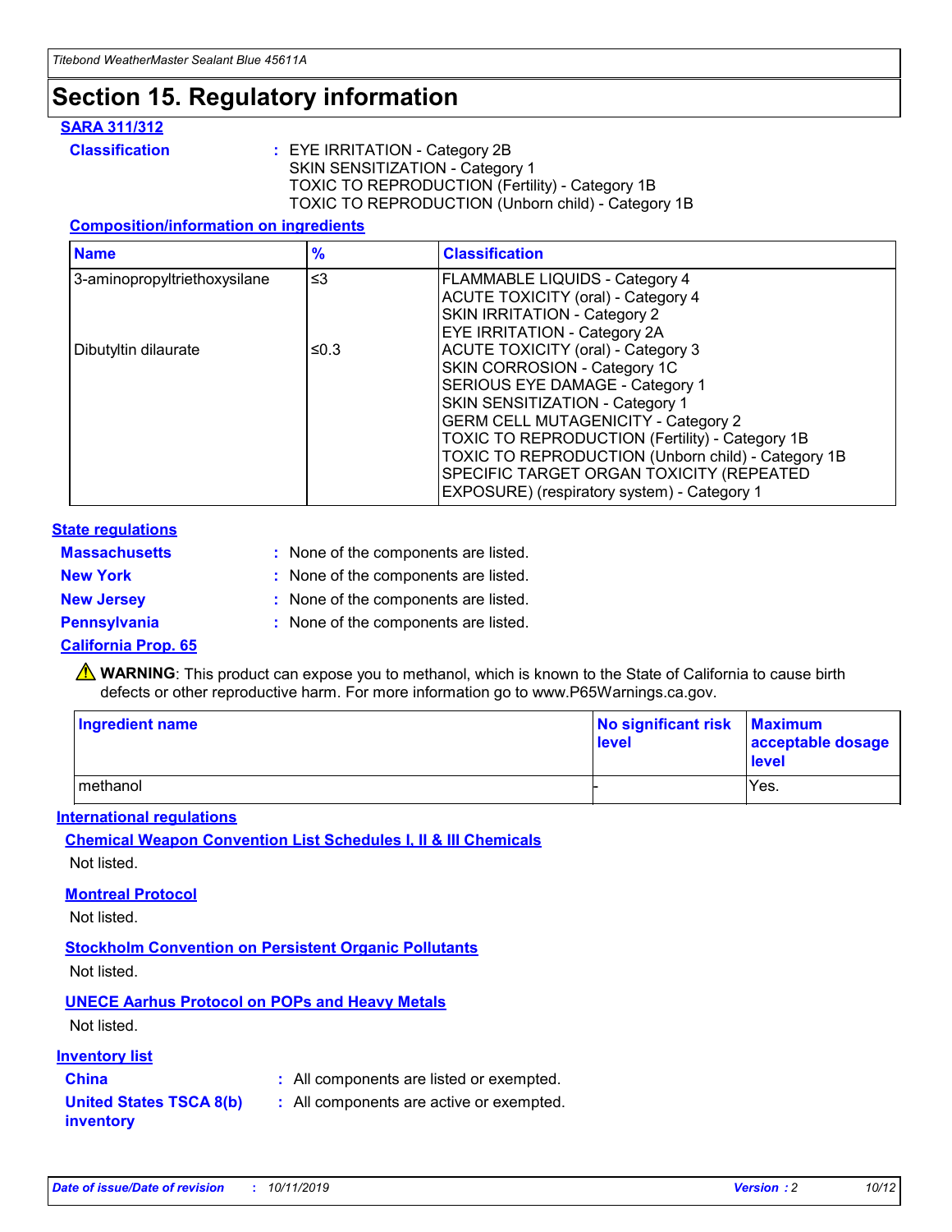# Section 15. Regulatory information

**SARA 311/312**

**Classification** : EYE IRRITATION - Category 2B
SKIN SENSITIZATION - Category 1
TOXIC TO REPRODUCTION (Fertility) - Category 1B
TOXIC TO REPRODUCTION (Unborn child) - Category 1B

**Composition/information on ingredients**

| Name | % | Classification |
|---|---|---|
| 3-aminopropyltriethoxysilane | ≤3 | FLAMMABLE LIQUIDS - Category 4<br>ACUTE TOXICITY (oral) - Category 4<br>SKIN IRRITATION - Category 2<br>EYE IRRITATION - Category 2A |
| Dibutyltin dilaurate | ≤0.3 | ACUTE TOXICITY (oral) - Category 3<br>SKIN CORROSION - Category 1C<br>SERIOUS EYE DAMAGE - Category 1<br>SKIN SENSITIZATION - Category 1<br>GERM CELL MUTAGENICITY - Category 2<br>TOXIC TO REPRODUCTION (Fertility) - Category 1B<br>TOXIC TO REPRODUCTION (Unborn child) - Category 1B<br>SPECIFIC TARGET ORGAN TOXICITY (REPEATED EXPOSURE) (respiratory system) - Category 1 |

**State regulations**

**Massachusetts** : None of the components are listed.

**New York** : None of the components are listed.

**New Jersey** : None of the components are listed.

**Pennsylvania** : None of the components are listed.

**California Prop. 65**

⚠ **WARNING**: This product can expose you to methanol, which is known to the State of California to cause birth defects or other reproductive harm. For more information go to www.P65Warnings.ca.gov.

| Ingredient name | No significant risk level | Maximum acceptable dosage level |
|---|---|---|
| methanol | - | Yes. |

**International regulations**

**Chemical Weapon Convention List Schedules I, II & III Chemicals**

Not listed.

**Montreal Protocol**

Not listed.

**Stockholm Convention on Persistent Organic Pollutants**

Not listed.

**UNECE Aarhus Protocol on POPs and Heavy Metals**

Not listed.

**Inventory list**

**China** : All components are listed or exempted.

**United States TSCA 8(b) inventory** : All components are active or exempted.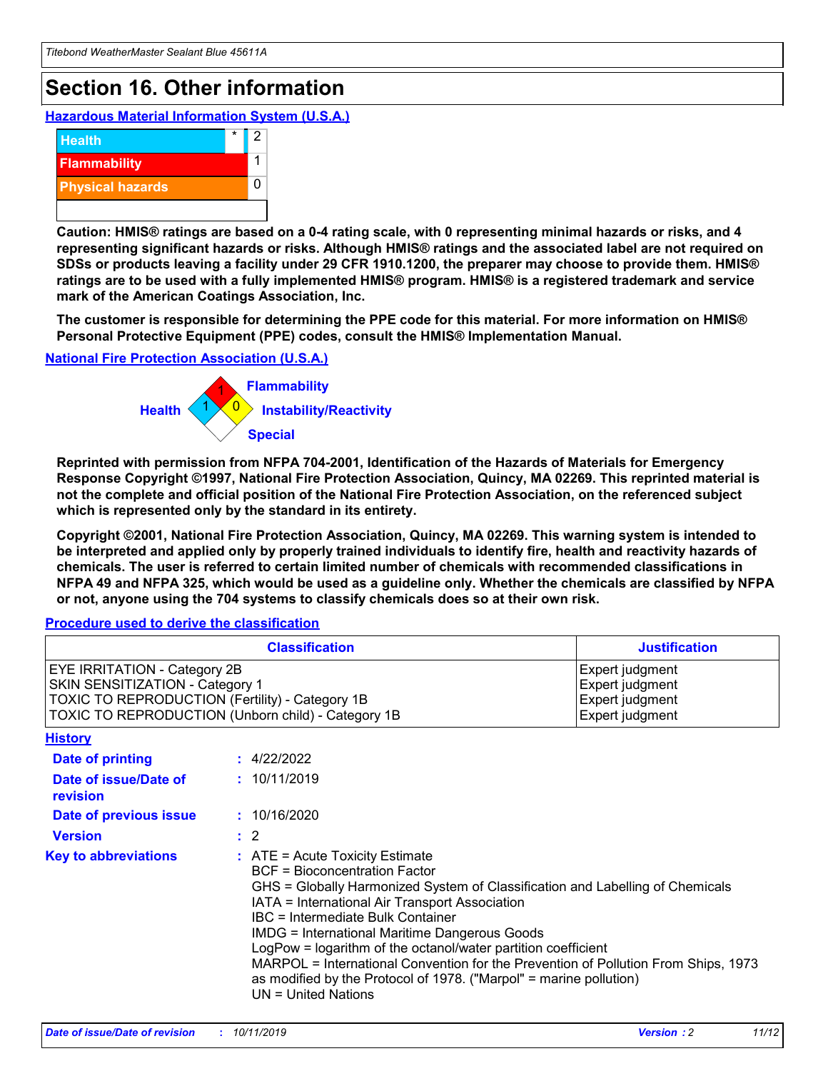# Section 16. Other information

### Hazardous Material Information System (U.S.A.)

| | | |
|---|---|---|
| Health | * | 2 |
| Flammability | | 1 |
| Physical hazards | | 0 |

**Caution: HMIS® ratings are based on a 0-4 rating scale, with 0 representing minimal hazards or risks, and 4 representing significant hazards or risks. Although HMIS® ratings and the associated label are not required on SDSs or products leaving a facility under 29 CFR 1910.1200, the preparer may choose to provide them. HMIS® ratings are to be used with a fully implemented HMIS® program. HMIS® is a registered trademark and service mark of the American Coatings Association, Inc.**

**The customer is responsible for determining the PPE code for this material. For more information on HMIS® Personal Protective Equipment (PPE) codes, consult the HMIS® Implementation Manual.**

### National Fire Protection Association (U.S.A.)

Flammability: 1
Health: 1
Instability/Reactivity: 0
Special:

**Reprinted with permission from NFPA 704-2001, Identification of the Hazards of Materials for Emergency Response Copyright ©1997, National Fire Protection Association, Quincy, MA 02269. This reprinted material is not the complete and official position of the National Fire Protection Association, on the referenced subject which is represented only by the standard in its entirety.**

**Copyright ©2001, National Fire Protection Association, Quincy, MA 02269. This warning system is intended to be interpreted and applied only by properly trained individuals to identify fire, health and reactivity hazards of chemicals. The user is referred to certain limited number of chemicals with recommended classifications in NFPA 49 and NFPA 325, which would be used as a guideline only. Whether the chemicals are classified by NFPA or not, anyone using the 704 systems to classify chemicals does so at their own risk.**

### Procedure used to derive the classification

| Classification | Justification |
|---|---|
| EYE IRRITATION - Category 2B | Expert judgment |
| SKIN SENSITIZATION - Category 1 | Expert judgment |
| TOXIC TO REPRODUCTION (Fertility) - Category 1B | Expert judgment |
| TOXIC TO REPRODUCTION (Unborn child) - Category 1B | Expert judgment |

### History

**Date of printing** : 4/22/2022

**Date of issue/Date of revision** : 10/11/2019

**Date of previous issue** : 10/16/2020

**Version** : 2

**Key to abbreviations** :
ATE = Acute Toxicity Estimate
BCF = Bioconcentration Factor
GHS = Globally Harmonized System of Classification and Labelling of Chemicals
IATA = International Air Transport Association
IBC = Intermediate Bulk Container
IMDG = International Maritime Dangerous Goods
LogPow = logarithm of the octanol/water partition coefficient
MARPOL = International Convention for the Prevention of Pollution From Ships, 1973 as modified by the Protocol of 1978. ("Marpol" = marine pollution)
UN = United Nations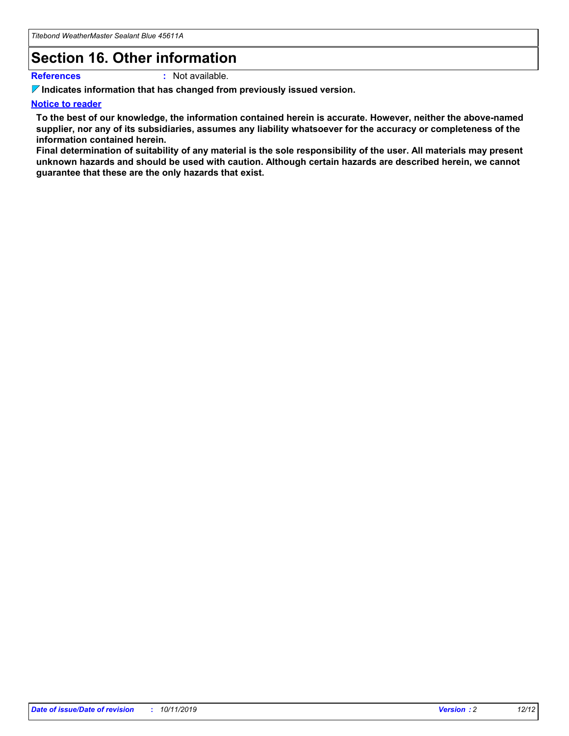# Section 16. Other information

**References** : Not available.

**Indicates information that has changed from previously issued version.**

**Notice to reader**

**To the best of our knowledge, the information contained herein is accurate. However, neither the above-named supplier, nor any of its subsidiaries, assumes any liability whatsoever for the accuracy or completeness of the information contained herein.**

**Final determination of suitability of any material is the sole responsibility of the user. All materials may present unknown hazards and should be used with caution. Although certain hazards are described herein, we cannot guarantee that these are the only hazards that exist.**